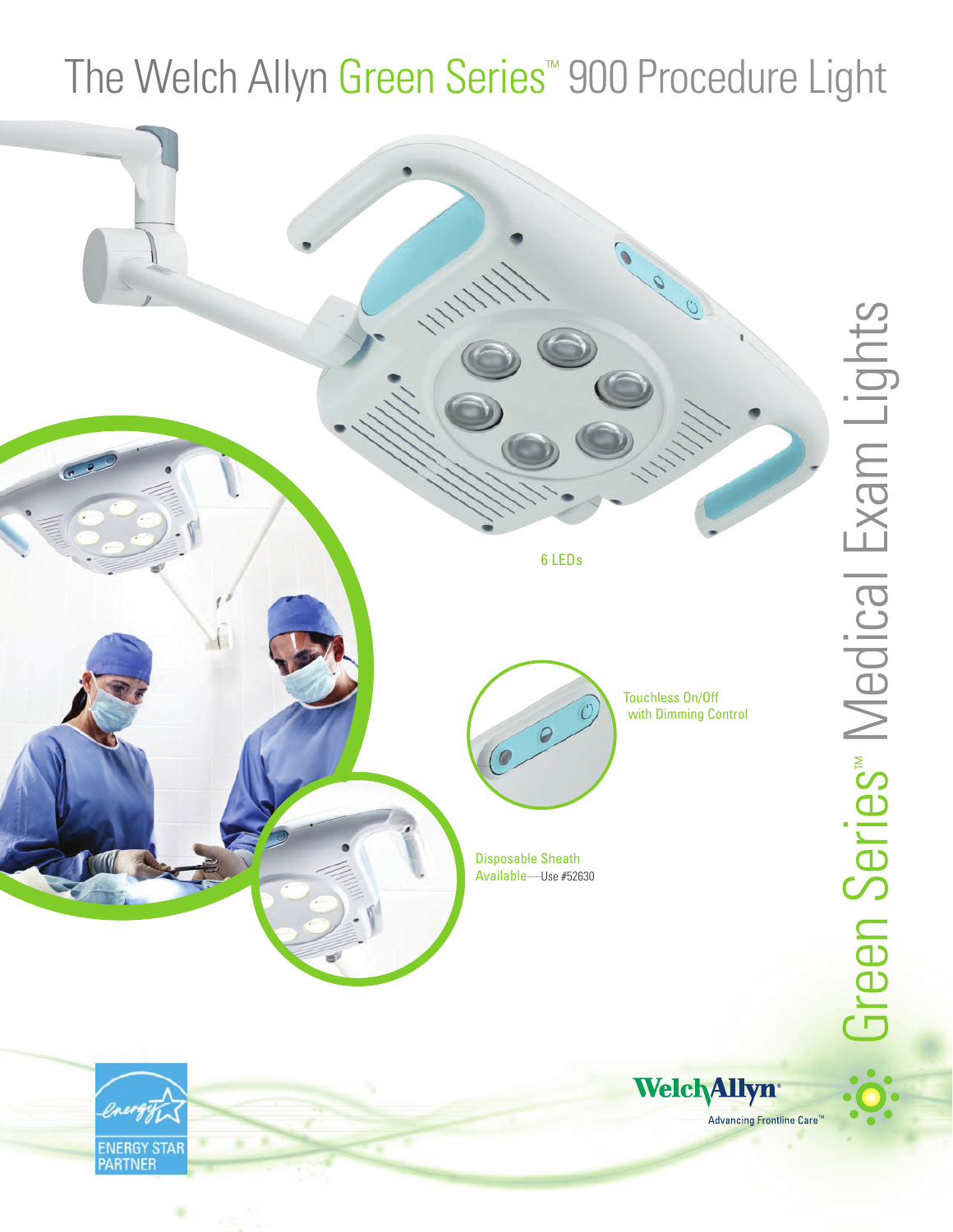# The Welch Allyn Green Series™ 900 Procedure Light

6 LEDs

Touchless On/Off with Dimming Control

Disposable Sheath Available—Use #52630

Green Series™ Medical Exam Lights

ENERGY STAR PARTNER

Welch Allyn

Advancing Frontline Care™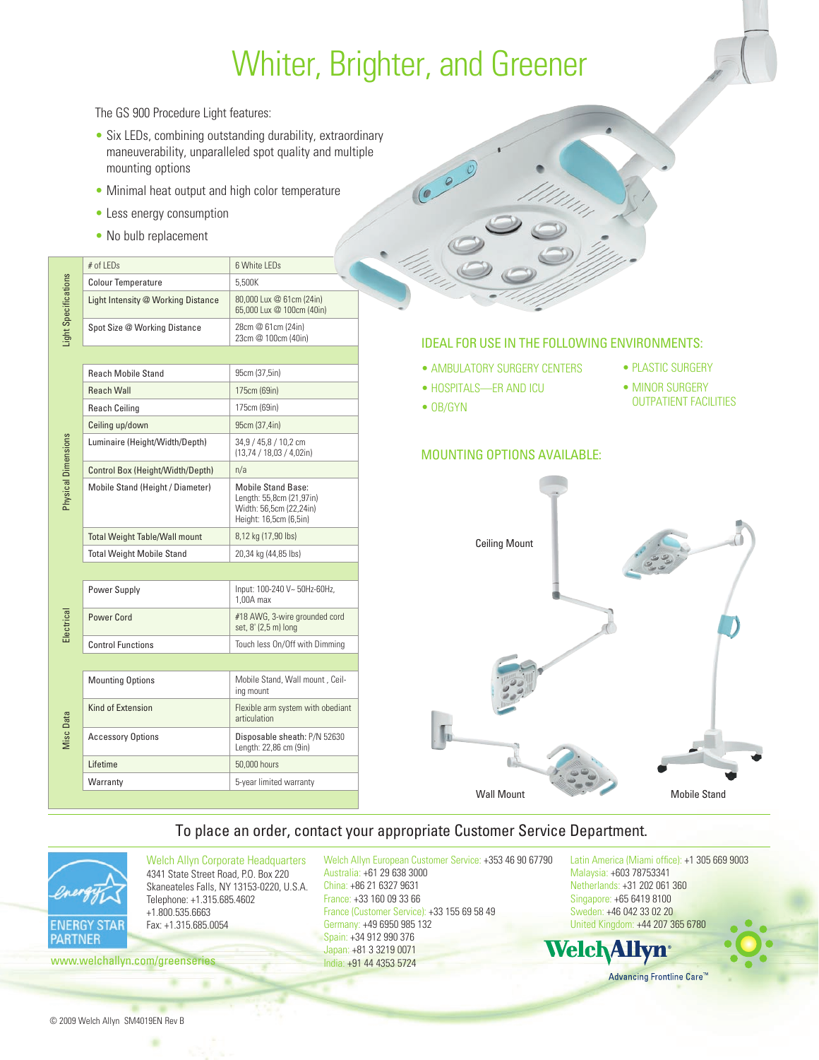# Whiter, Brighter, and Greener

The GS 900 Procedure Light features:

- Six LEDs, combining outstanding durability, extraordinary maneuverability, unparalleled spot quality and multiple mounting options
- Minimal heat output and high color temperature
- Less energy consumption
- No bulb replacement

| | | |
|---|---|---|
| Light Specifications | # of LEDs | 6 White LEDs |
| | Colour Temperature | 5,500K |
| | Light Intensity @ Working Distance | 80,000 Lux @ 61cm (24in)<br>65,000 Lux @ 100cm (40in) |
| | Spot Size @ Working Distance | 28cm @ 61cm (24in)<br>23cm @ 100cm (40in) |
| Physical Dimensions | Reach Mobile Stand | 95cm (37,5in) |
| | Reach Wall | 175cm (69in) |
| | Reach Ceiling | 175cm (69in) |
| | Ceiling up/down | 95cm (37,4in) |
| | Luminaire (Height/Width/Depth) | 34,9 / 45,8 / 10,2 cm<br>(13,74 / 18,03 / 4,02in) |
| | Control Box (Height/Width/Depth) | n/a |
| | Mobile Stand (Height / Diameter) | Mobile Stand Base:<br>Length: 55,8cm (21,97in)<br>Width: 56,5cm (22,24in)<br>Height: 16,5cm (6,5in) |
| | Total Weight Table/Wall mount | 8,12 kg (17,90 lbs) |
| | Total Weight Mobile Stand | 20,34 kg (44,85 lbs) |
| Electrical | Power Supply | Input: 100-240 V~ 50Hz-60Hz, 1,00A max |
| | Power Cord | #18 AWG, 3-wire grounded cord set, 8' (2,5 m) long |
| | Control Functions | Touch less On/Off with Dimming |
| Misc Data | Mounting Options | Mobile Stand, Wall mount , Ceiling mount |
| | Kind of Extension | Flexible arm system with obediant articulation |
| | Accessory Options | Disposable sheath: P/N 52630<br>Length: 22,86 cm (9in) |
| | Lifetime | 50,000 hours |
| | Warranty | 5-year limited warranty |

## IDEAL FOR USE IN THE FOLLOWING ENVIRONMENTS:

- AMBULATORY SURGERY CENTERS
- HOSPITALS—ER AND ICU
- OB/GYN
- PLASTIC SURGERY
- MINOR SURGERY OUTPATIENT FACILITIES

## MOUNTING OPTIONS AVAILABLE:

Ceiling Mount

Wall Mount

Mobile Stand

To place an order, contact your appropriate Customer Service Department.

ENERGY STAR PARTNER

www.welchallyn.com/greenseries

**Welch Allyn Corporate Headquarters**
4341 State Street Road, P.O. Box 220
Skaneateles Falls, NY 13153-0220, U.S.A.
Telephone: +1.315.685.4602
+1.800.535.6663
Fax: +1.315.685.0054

Welch Allyn European Customer Service: +353 46 90 67790
Australia: +61 29 638 3000
China: +86 21 6327 9631
France: +33 160 09 33 66
France (Customer Service): +33 155 69 58 49
Germany: +49 6950 985 132
Spain: +34 912 990 376
Japan: +81 3 3219 0071
India: +91 44 4353 5724

Latin America (Miami office): +1 305 669 9003
Malaysia: +603 78753341
Netherlands: +31 202 061 360
Singapore: +65 6419 8100
Sweden: +46 042 33 02 20
United Kingdom: +44 207 365 6780

Welch Allyn®
Advancing Frontline Care™

© 2009 Welch Allyn SM4019EN Rev B